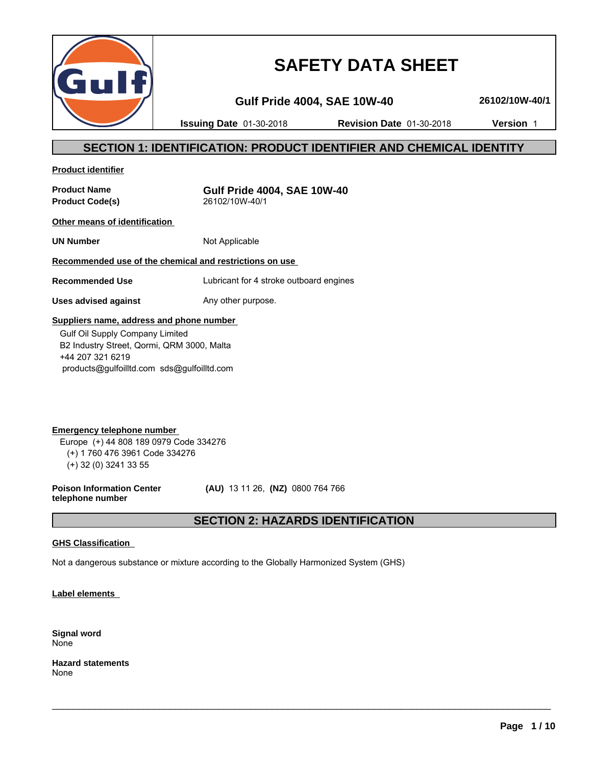# SAFETY DATA SHEET

**Gulf Pride 4004, SAE 10W-40** **26102/10W-40/1**

**Issuing Date** 01-30-2018 **Revision Date** 01-30-2018 **Version** 1

## SECTION 1: IDENTIFICATION: PRODUCT IDENTIFIER AND CHEMICAL IDENTITY

**Product identifier**

| | |
|---|---|
| **Product Name** | **Gulf Pride 4004, SAE 10W-40** |
| **Product Code(s)** | 26102/10W-40/1 |

**Other means of identification**

| | |
|---|---|
| **UN Number** | Not Applicable |

**Recommended use of the chemical and restrictions on use**

| | |
|---|---|
| **Recommended Use** | Lubricant for 4 stroke outboard engines |
| **Uses advised against** | Any other purpose. |

**Suppliers name, address and phone number**

Gulf Oil Supply Company Limited
B2 Industry Street, Qormi, QRM 3000, Malta
+44 207 321 6219
products@gulfoilltd.com sds@gulfoilltd.com

**Emergency telephone number**

Europe (+) 44 808 189 0979 Code 334276
(+) 1 760 476 3961 Code 334276
(+) 32 (0) 3241 33 55

**Poison Information Center telephone number** **(AU)** 13 11 26, **(NZ)** 0800 764 766

## SECTION 2: HAZARDS IDENTIFICATION

**GHS Classification**

Not a dangerous substance or mixture according to the Globally Harmonized System (GHS)

**Label elements**

**Signal word**
None

**Hazard statements**
None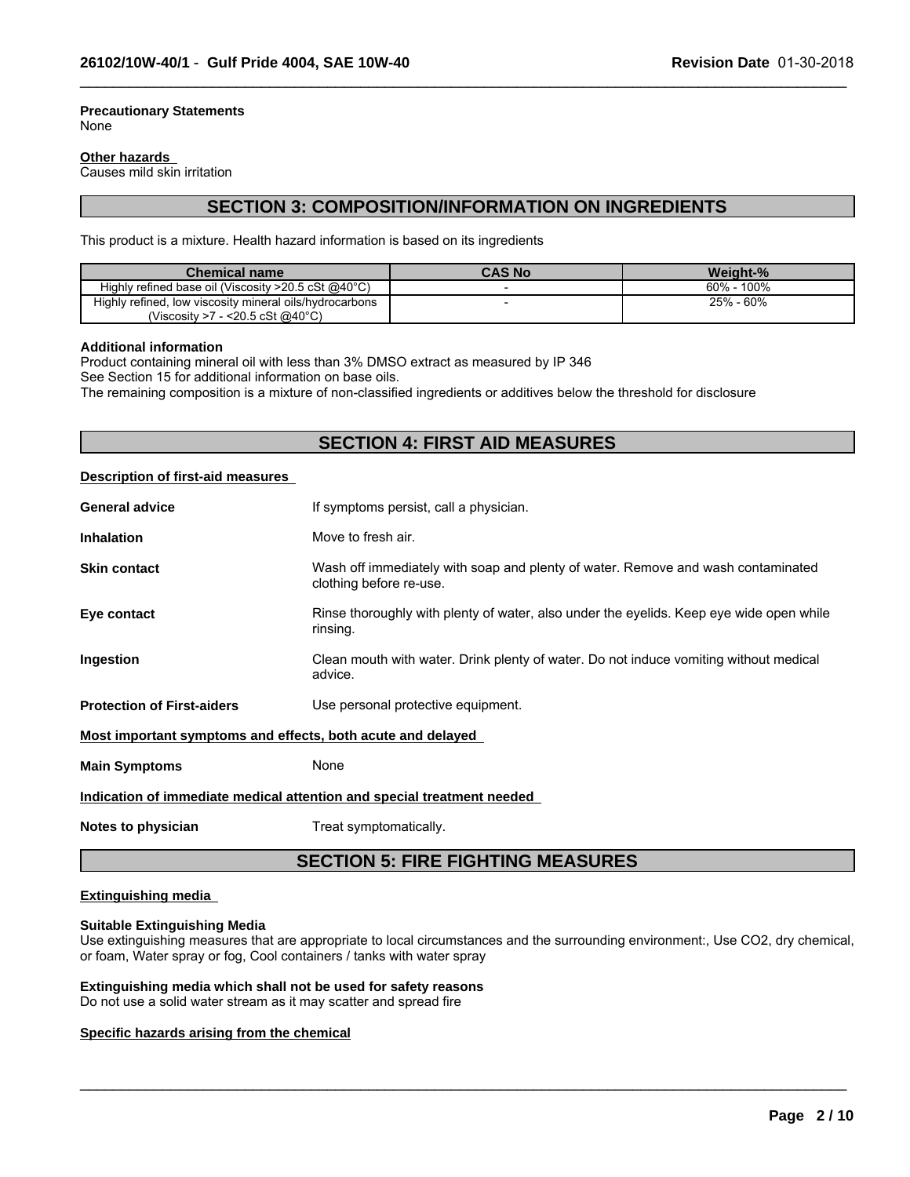**Precautionary Statements**
None

**Other hazards**
Causes mild skin irritation

## SECTION 3: COMPOSITION/INFORMATION ON INGREDIENTS

This product is a mixture. Health hazard information is based on its ingredients

| Chemical name | CAS No | Weight-% |
|---|---|---|
| Highly refined base oil (Viscosity >20.5 cSt @40°C) | - | 60% - 100% |
| Highly refined, low viscosity mineral oils/hydrocarbons (Viscosity >7 - <20.5 cSt @40°C) | - | 25% - 60% |

**Additional information**
Product containing mineral oil with less than 3% DMSO extract as measured by IP 346
See Section 15 for additional information on base oils.
The remaining composition is a mixture of non-classified ingredients or additives below the threshold for disclosure

## SECTION 4: FIRST AID MEASURES

**Description of first-aid measures**

**General advice** If symptoms persist, call a physician.

**Inhalation** Move to fresh air.

**Skin contact** Wash off immediately with soap and plenty of water. Remove and wash contaminated clothing before re-use.

**Eye contact** Rinse thoroughly with plenty of water, also under the eyelids. Keep eye wide open while rinsing.

**Ingestion** Clean mouth with water. Drink plenty of water. Do not induce vomiting without medical advice.

**Protection of First-aiders** Use personal protective equipment.

**Most important symptoms and effects, both acute and delayed**

**Main Symptoms** None

**Indication of immediate medical attention and special treatment needed**

**Notes to physician** Treat symptomatically.

## SECTION 5: FIRE FIGHTING MEASURES

**Extinguishing media**

**Suitable Extinguishing Media**
Use extinguishing measures that are appropriate to local circumstances and the surrounding environment:, Use $CO_2$, dry chemical, or foam, Water spray or fog, Cool containers / tanks with water spray

**Extinguishing media which shall not be used for safety reasons**
Do not use a solid water stream as it may scatter and spread fire

**Specific hazards arising from the chemical**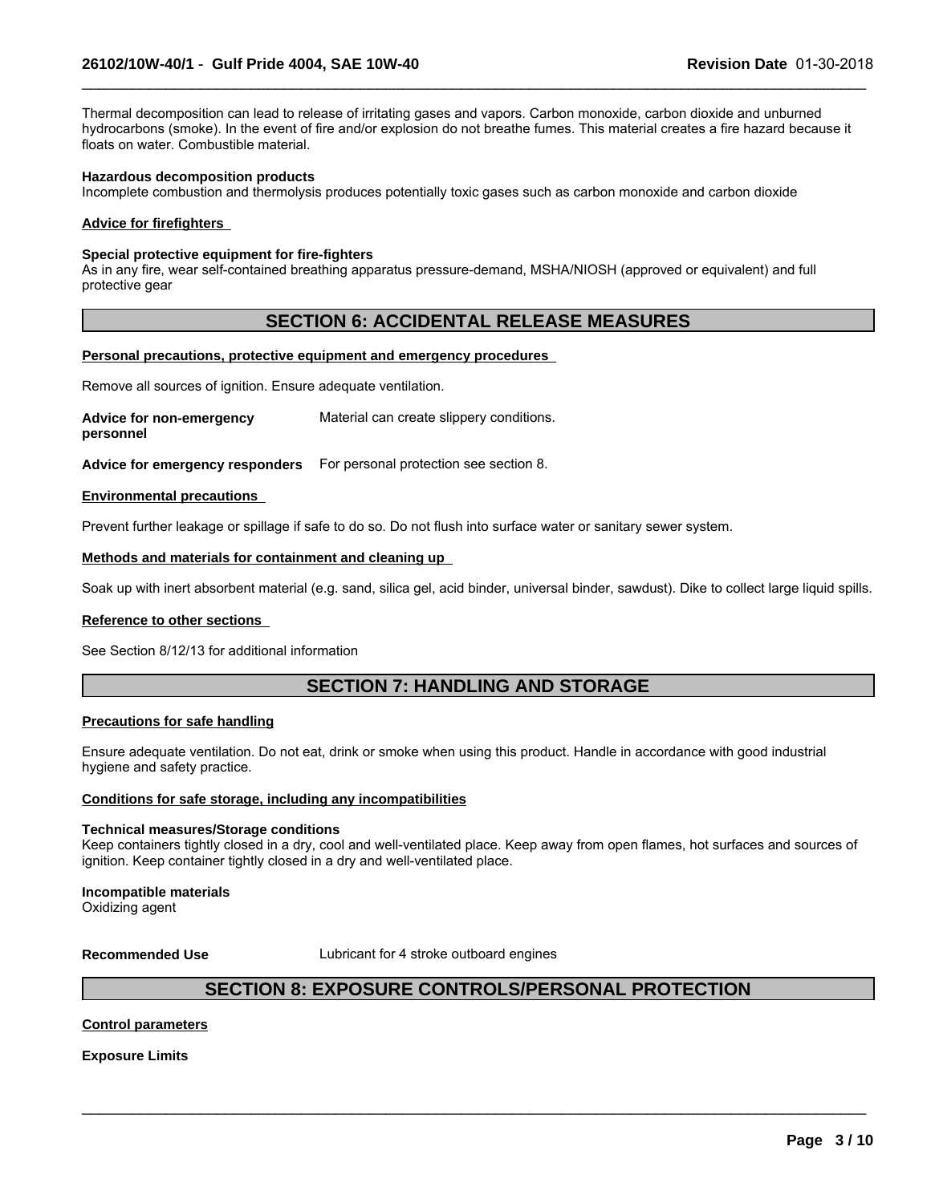Thermal decomposition can lead to release of irritating gases and vapors. Carbon monoxide, carbon dioxide and unburned hydrocarbons (smoke). In the event of fire and/or explosion do not breathe fumes. This material creates a fire hazard because it floats on water. Combustible material.

**Hazardous decomposition products**
Incomplete combustion and thermolysis produces potentially toxic gases such as carbon monoxide and carbon dioxide

**Advice for firefighters**

**Special protective equipment for fire-fighters**
As in any fire, wear self-contained breathing apparatus pressure-demand, MSHA/NIOSH (approved or equivalent) and full protective gear

## SECTION 6: ACCIDENTAL RELEASE MEASURES

**Personal precautions, protective equipment and emergency procedures**

Remove all sources of ignition. Ensure adequate ventilation.

**Advice for non-emergency personnel** Material can create slippery conditions.

**Advice for emergency responders** For personal protection see section 8.

**Environmental precautions**

Prevent further leakage or spillage if safe to do so. Do not flush into surface water or sanitary sewer system.

**Methods and materials for containment and cleaning up**

Soak up with inert absorbent material (e.g. sand, silica gel, acid binder, universal binder, sawdust). Dike to collect large liquid spills.

**Reference to other sections**

See Section 8/12/13 for additional information

## SECTION 7: HANDLING AND STORAGE

**Precautions for safe handling**

Ensure adequate ventilation. Do not eat, drink or smoke when using this product. Handle in accordance with good industrial hygiene and safety practice.

**Conditions for safe storage, including any incompatibilities**

**Technical measures/Storage conditions**
Keep containers tightly closed in a dry, cool and well-ventilated place. Keep away from open flames, hot surfaces and sources of ignition. Keep container tightly closed in a dry and well-ventilated place.

**Incompatible materials**
Oxidizing agent

**Recommended Use** Lubricant for 4 stroke outboard engines

## SECTION 8: EXPOSURE CONTROLS/PERSONAL PROTECTION

**Control parameters**

**Exposure Limits**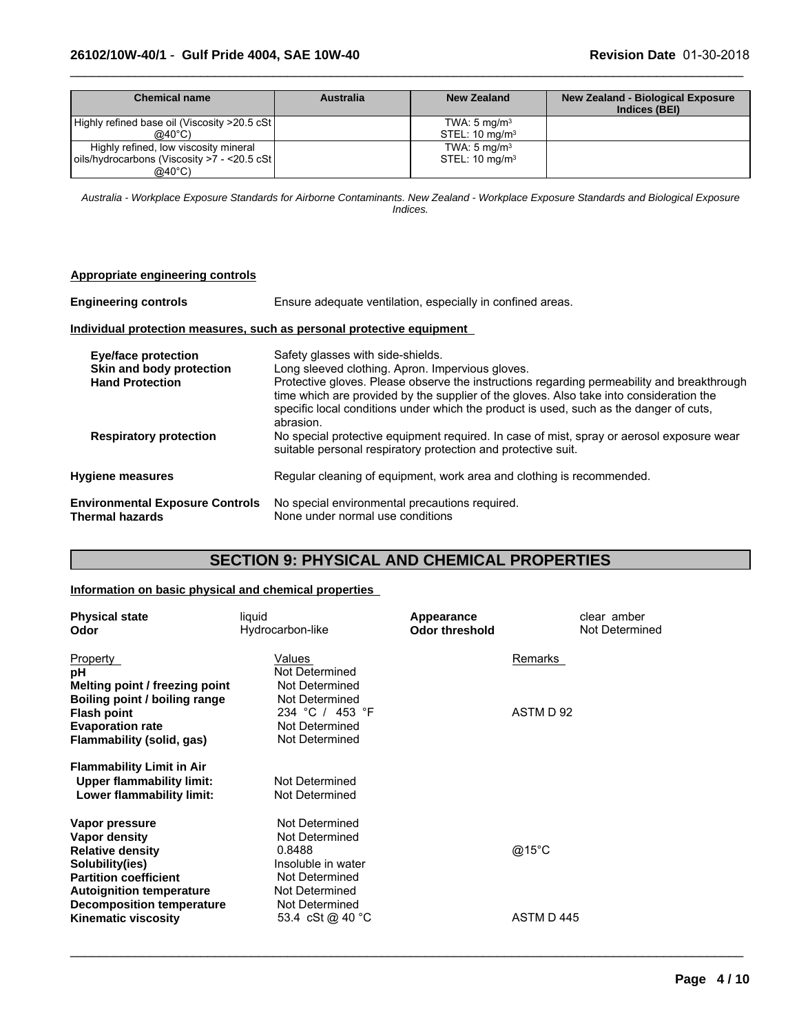| Chemical name | Australia | New Zealand | New Zealand - Biological Exposure Indices (BEI) |
|---|---|---|---|
| Highly refined base oil (Viscosity >20.5 cSt @40°C) | | TWA: 5 mg/m$^3$<br>STEL: 10 mg/m$^3$ | |
| Highly refined, low viscosity mineral oils/hydrocarbons (Viscosity >7 - <20.5 cSt @40°C) | | TWA: 5 mg/m$^3$<br>STEL: 10 mg/m$^3$ | |

*Australia - Workplace Exposure Standards for Airborne Contaminants. New Zealand - Workplace Exposure Standards and Biological Exposure Indices.*

**Appropriate engineering controls**

**Engineering controls** Ensure adequate ventilation, especially in confined areas.

**Individual protection measures, such as personal protective equipment**

**Eye/face protection** Safety glasses with side-shields.

**Skin and body protection** Long sleeved clothing. Apron. Impervious gloves.

**Hand Protection** Protective gloves. Please observe the instructions regarding permeability and breakthrough time which are provided by the supplier of the gloves. Also take into consideration the specific local conditions under which the product is used, such as the danger of cuts, abrasion.

**Respiratory protection** No special protective equipment required. In case of mist, spray or aerosol exposure wear suitable personal respiratory protection and protective suit.

**Hygiene measures** Regular cleaning of equipment, work area and clothing is recommended.

**Environmental Exposure Controls** No special environmental precautions required.

**Thermal hazards** None under normal use conditions

## SECTION 9: PHYSICAL AND CHEMICAL PROPERTIES

**Information on basic physical and chemical properties**

**Physical state** liquid
**Appearance** clear amber
**Odor** Hydrocarbon-like
**Odor threshold** Not Determined

| Property | Values | Remarks |
|---|---|---|
| **pH** | Not Determined | |
| **Melting point / freezing point** | Not Determined | |
| **Boiling point / boiling range** | Not Determined | |
| **Flash point** | 234 °C / 453 °F | ASTM D 92 |
| **Evaporation rate** | Not Determined | |
| **Flammability (solid, gas)** | Not Determined | |
| **Flammability Limit in Air** | | |
| **Upper flammability limit:** | Not Determined | |
| **Lower flammability limit:** | Not Determined | |
| **Vapor pressure** | Not Determined | |
| **Vapor density** | Not Determined | |
| **Relative density** | 0.8488 | @15°C |
| **Solubility(ies)** | Insoluble in water | |
| **Partition coefficient** | Not Determined | |
| **Autoignition temperature** | Not Determined | |
| **Decomposition temperature** | Not Determined | |
| **Kinematic viscosity** | 53.4 cSt @ 40 °C | ASTM D 445 |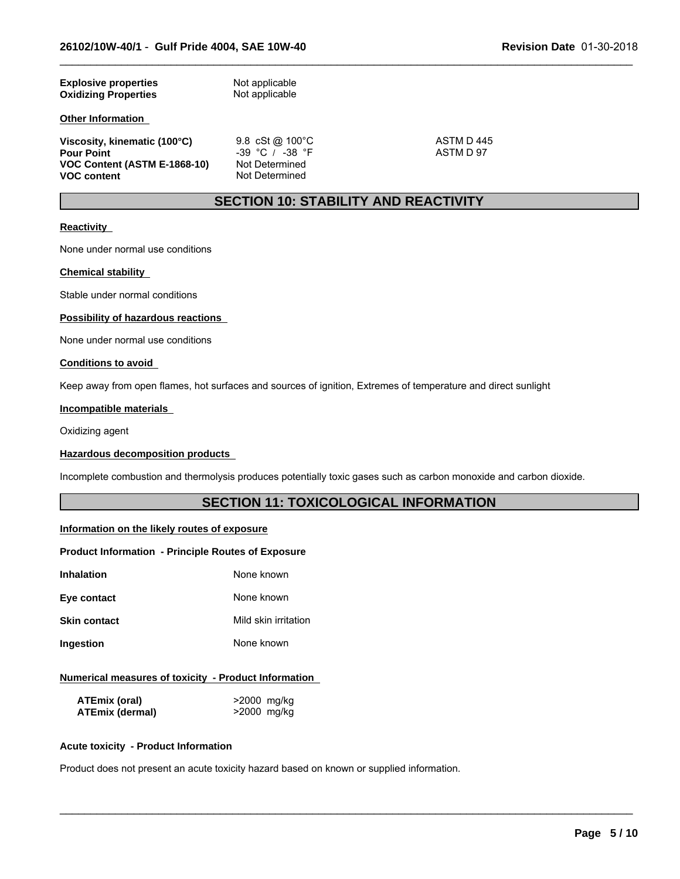| | |
|---|---|
| **Explosive properties** | Not applicable |
| **Oxidizing Properties** | Not applicable |

**Other Information**

| | | |
|---|---|---|
| **Viscosity, kinematic (100°C)** | 9.8 cSt @ 100°C | ASTM D 445 |
| **Pour Point** | -39 °C / -38 °F | ASTM D 97 |
| **VOC Content (ASTM E-1868-10)** | Not Determined | |
| **VOC content** | Not Determined | |

## SECTION 10: STABILITY AND REACTIVITY

**Reactivity**

None under normal use conditions

**Chemical stability**

Stable under normal conditions

**Possibility of hazardous reactions**

None under normal use conditions

**Conditions to avoid**

Keep away from open flames, hot surfaces and sources of ignition, Extremes of temperature and direct sunlight

**Incompatible materials**

Oxidizing agent

**Hazardous decomposition products**

Incomplete combustion and thermolysis produces potentially toxic gases such as carbon monoxide and carbon dioxide.

## SECTION 11: TOXICOLOGICAL INFORMATION

**Information on the likely routes of exposure**

**Product Information - Principle Routes of Exposure**

| | |
|---|---|
| **Inhalation** | None known |
| **Eye contact** | None known |
| **Skin contact** | Mild skin irritation |
| **Ingestion** | None known |

**Numerical measures of toxicity - Product Information**

| | |
|---|---|
| **ATEmix (oral)** | >2000 mg/kg |
| **ATEmix (dermal)** | >2000 mg/kg |

**Acute toxicity - Product Information**

Product does not present an acute toxicity hazard based on known or supplied information.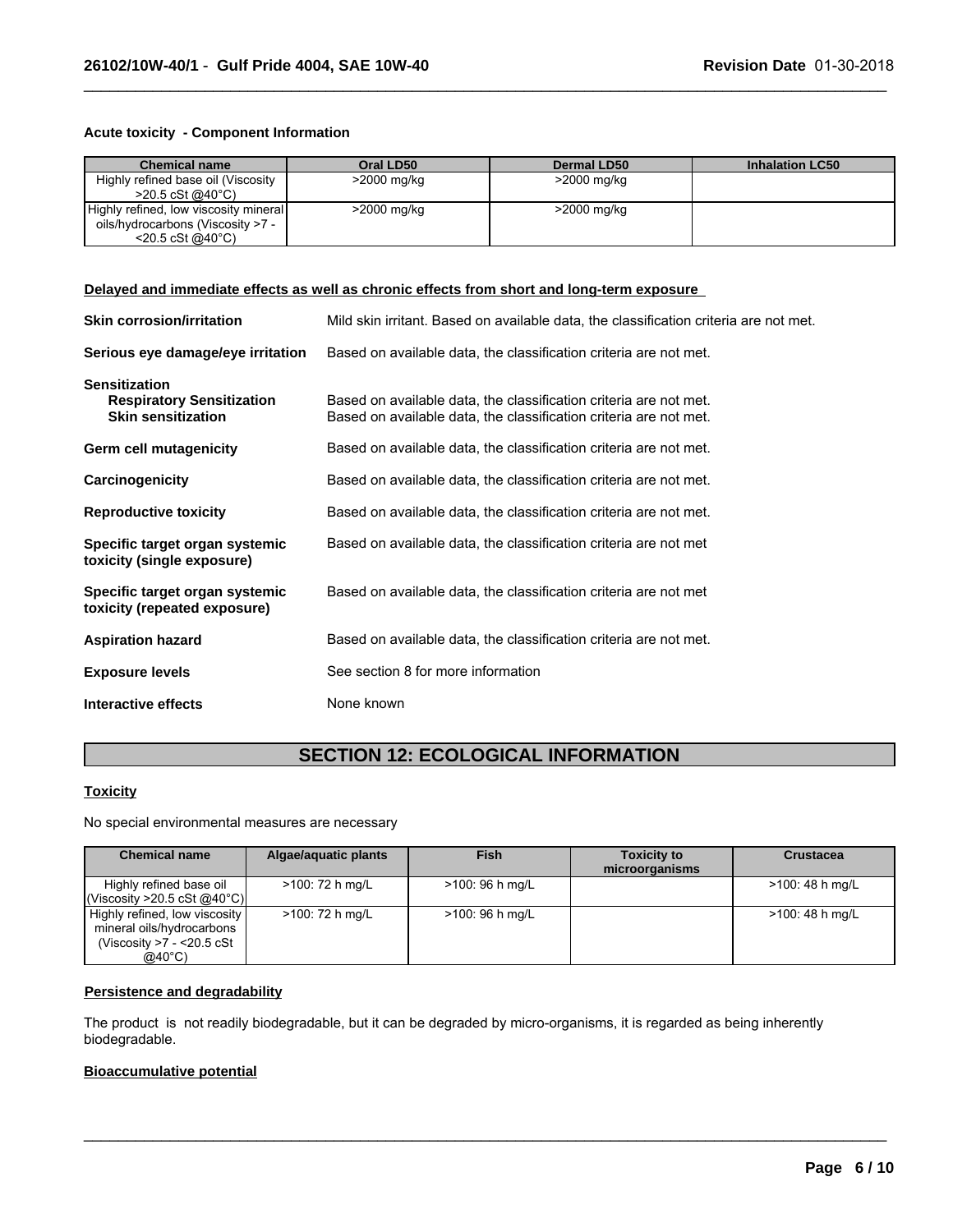### Acute toxicity - Component Information

| Chemical name | Oral LD50 | Dermal LD50 | Inhalation LC50 |
|---|---|---|---|
| Highly refined base oil (Viscosity >20.5 cSt @40°C) | >2000 mg/kg | >2000 mg/kg | |
| Highly refined, low viscosity mineral oils/hydrocarbons (Viscosity >7 - <20.5 cSt @40°C) | >2000 mg/kg | >2000 mg/kg | |

### Delayed and immediate effects as well as chronic effects from short and long-term exposure

**Skin corrosion/irritation** Mild skin irritant. Based on available data, the classification criteria are not met.

**Serious eye damage/eye irritation** Based on available data, the classification criteria are not met.

**Sensitization**

**Respiratory Sensitization** Based on available data, the classification criteria are not met.

**Skin sensitization** Based on available data, the classification criteria are not met.

**Germ cell mutagenicity** Based on available data, the classification criteria are not met.

**Carcinogenicity** Based on available data, the classification criteria are not met.

**Reproductive toxicity** Based on available data, the classification criteria are not met.

**Specific target organ systemic toxicity (single exposure)** Based on available data, the classification criteria are not met

**Specific target organ systemic toxicity (repeated exposure)** Based on available data, the classification criteria are not met

**Aspiration hazard** Based on available data, the classification criteria are not met.

**Exposure levels** See section 8 for more information

**Interactive effects** None known

## SECTION 12: ECOLOGICAL INFORMATION

### Toxicity

No special environmental measures are necessary

| Chemical name | Algae/aquatic plants | Fish | Toxicity to microorganisms | Crustacea |
|---|---|---|---|---|
| Highly refined base oil (Viscosity >20.5 cSt @40°C) | >100: 72 h mg/L | >100: 96 h mg/L | | >100: 48 h mg/L |
| Highly refined, low viscosity mineral oils/hydrocarbons (Viscosity >7 - <20.5 cSt @40°C) | >100: 72 h mg/L | >100: 96 h mg/L | | >100: 48 h mg/L |

### Persistence and degradability

The product is not readily biodegradable, but it can be degraded by micro-organisms, it is regarded as being inherently biodegradable.

### Bioaccumulative potential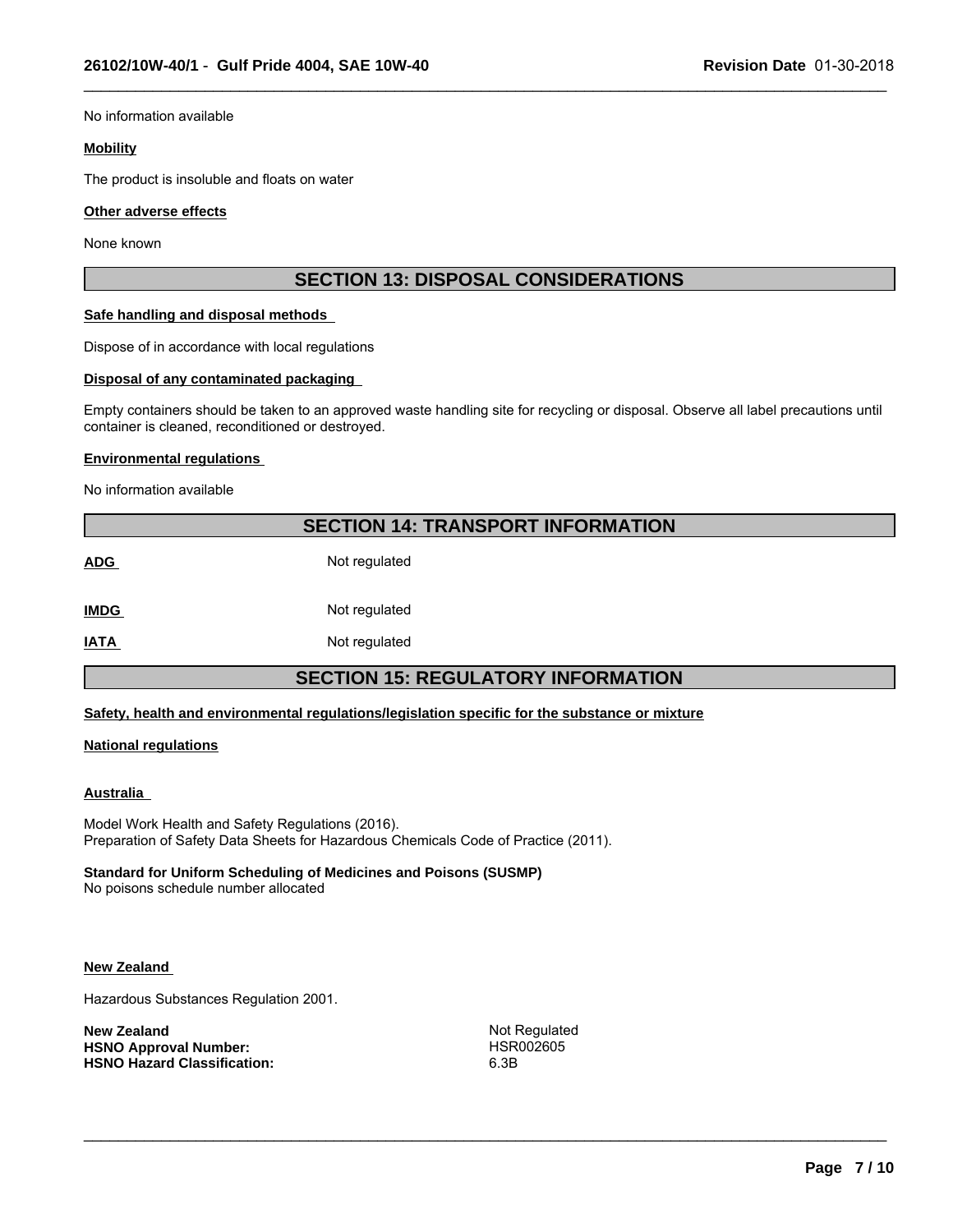No information available

**Mobility**

The product is insoluble and floats on water

**Other adverse effects**

None known

## SECTION 13: DISPOSAL CONSIDERATIONS

**Safe handling and disposal methods**

Dispose of in accordance with local regulations

**Disposal of any contaminated packaging**

Empty containers should be taken to an approved waste handling site for recycling or disposal. Observe all label precautions until container is cleaned, reconditioned or destroyed.

**Environmental regulations**

No information available

## SECTION 14: TRANSPORT INFORMATION

| | |
|---|---|
| **ADG** | Not regulated |
| **IMDG** | Not regulated |
| **IATA** | Not regulated |

## SECTION 15: REGULATORY INFORMATION

**Safety, health and environmental regulations/legislation specific for the substance or mixture**

**National regulations**

**Australia**

Model Work Health and Safety Regulations (2016).
Preparation of Safety Data Sheets for Hazardous Chemicals Code of Practice (2011).

**Standard for Uniform Scheduling of Medicines and Poisons (SUSMP)**
No poisons schedule number allocated

**New Zealand**

Hazardous Substances Regulation 2001.

| | |
|---|---|
| **New Zealand** | Not Regulated |
| **HSNO Approval Number:** | HSR002605 |
| **HSNO Hazard Classification:** | 6.3B |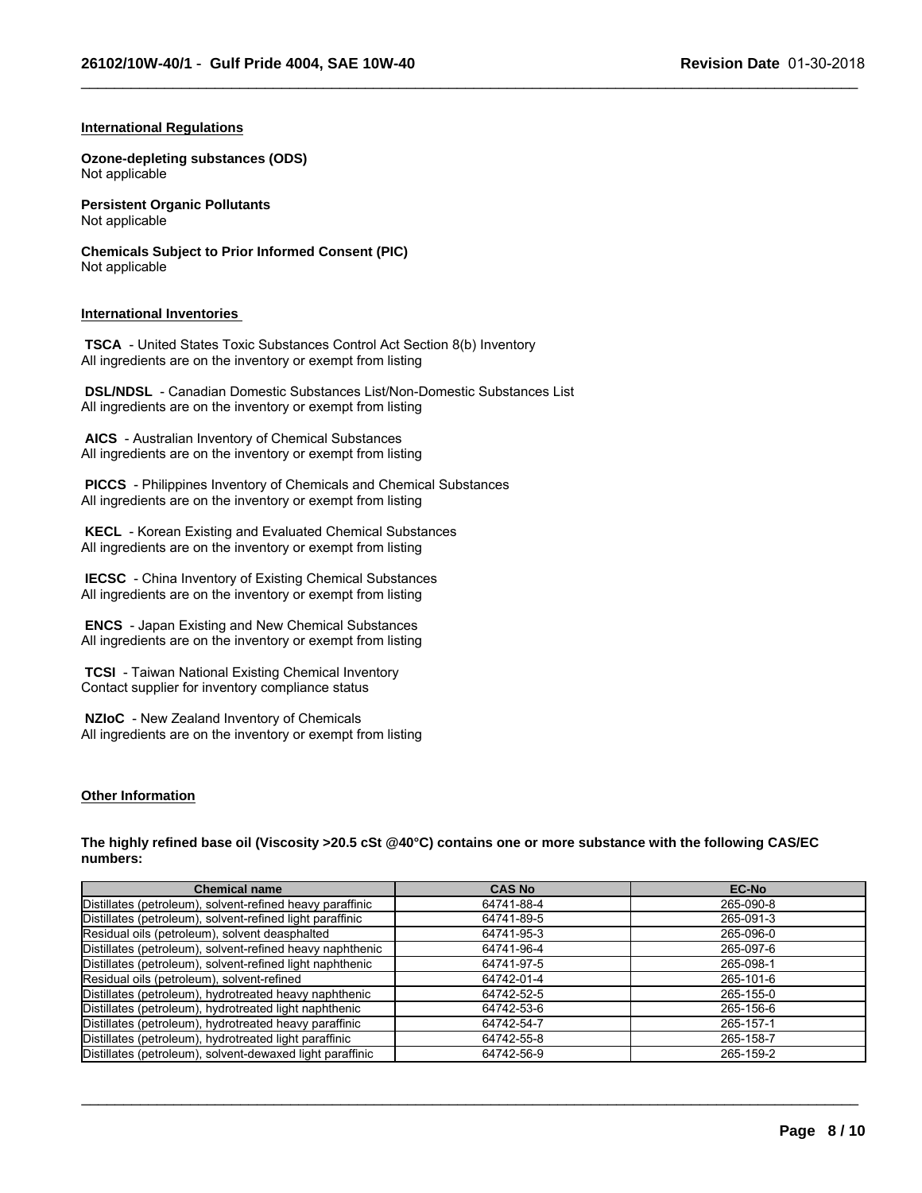## International Regulations

**Ozone-depleting substances (ODS)**
Not applicable

**Persistent Organic Pollutants**
Not applicable

**Chemicals Subject to Prior Informed Consent (PIC)**
Not applicable

## International Inventories

**TSCA** - United States Toxic Substances Control Act Section 8(b) Inventory
All ingredients are on the inventory or exempt from listing

**DSL/NDSL** - Canadian Domestic Substances List/Non-Domestic Substances List
All ingredients are on the inventory or exempt from listing

**AICS** - Australian Inventory of Chemical Substances
All ingredients are on the inventory or exempt from listing

**PICCS** - Philippines Inventory of Chemicals and Chemical Substances
All ingredients are on the inventory or exempt from listing

**KECL** - Korean Existing and Evaluated Chemical Substances
All ingredients are on the inventory or exempt from listing

**IECSC** - China Inventory of Existing Chemical Substances
All ingredients are on the inventory or exempt from listing

**ENCS** - Japan Existing and New Chemical Substances
All ingredients are on the inventory or exempt from listing

**TCSI** - Taiwan National Existing Chemical Inventory
Contact supplier for inventory compliance status

**NZIoC** - New Zealand Inventory of Chemicals
All ingredients are on the inventory or exempt from listing

## Other Information

**The highly refined base oil (Viscosity >20.5 cSt @40°C) contains one or more substance with the following CAS/EC numbers:**

| Chemical name | CAS No | EC-No |
|---|---|---|
| Distillates (petroleum), solvent-refined heavy paraffinic | 64741-88-4 | 265-090-8 |
| Distillates (petroleum), solvent-refined light paraffinic | 64741-89-5 | 265-091-3 |
| Residual oils (petroleum), solvent deasphalted | 64741-95-3 | 265-096-0 |
| Distillates (petroleum), solvent-refined heavy naphthenic | 64741-96-4 | 265-097-6 |
| Distillates (petroleum), solvent-refined light naphthenic | 64741-97-5 | 265-098-1 |
| Residual oils (petroleum), solvent-refined | 64742-01-4 | 265-101-6 |
| Distillates (petroleum), hydrotreated heavy naphthenic | 64742-52-5 | 265-155-0 |
| Distillates (petroleum), hydrotreated light naphthenic | 64742-53-6 | 265-156-6 |
| Distillates (petroleum), hydrotreated heavy paraffinic | 64742-54-7 | 265-157-1 |
| Distillates (petroleum), hydrotreated light paraffinic | 64742-55-8 | 265-158-7 |
| Distillates (petroleum), solvent-dewaxed light paraffinic | 64742-56-9 | 265-159-2 |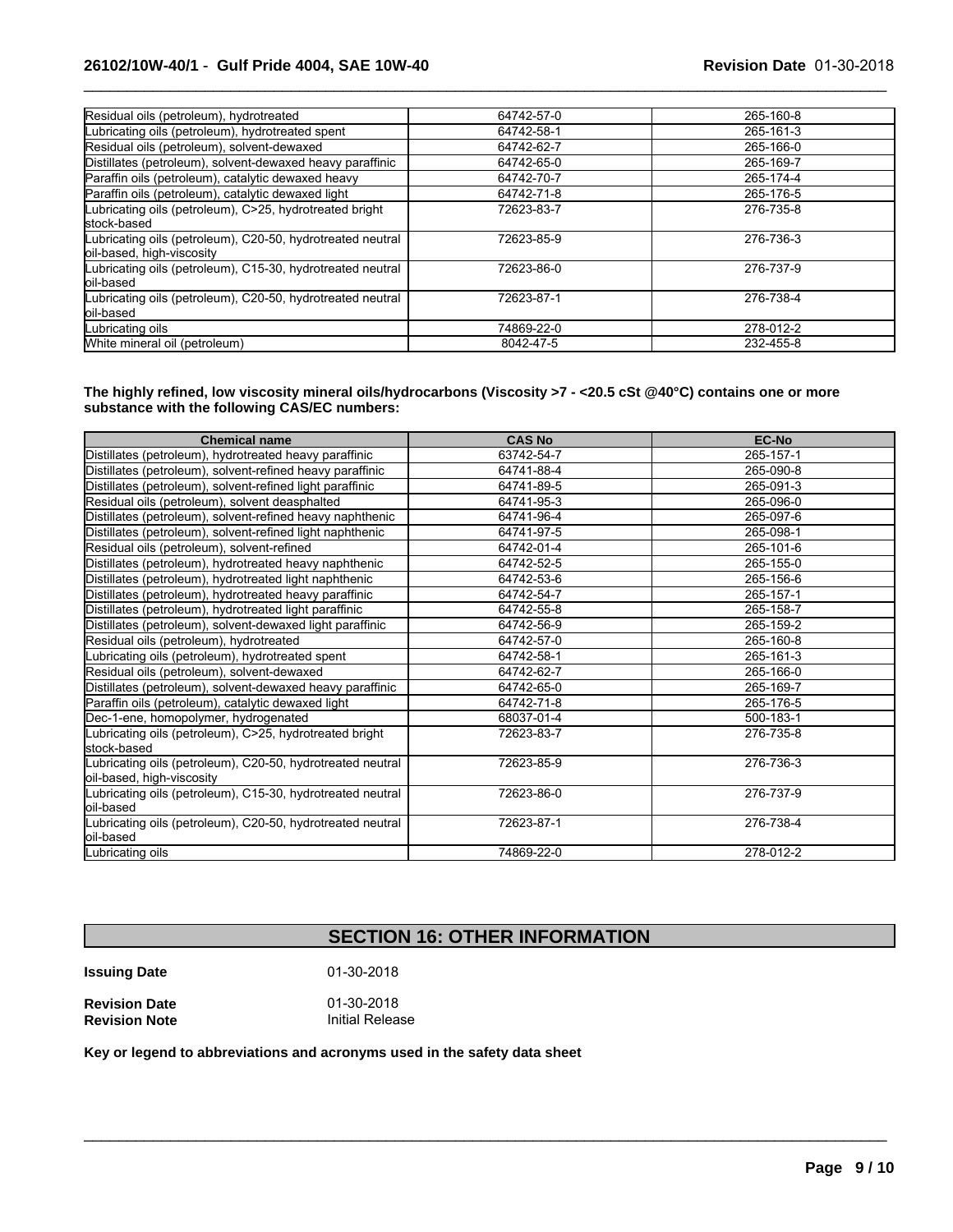| | | |
|---|---|---|
| Residual oils (petroleum), hydrotreated | 64742-57-0 | 265-160-8 |
| Lubricating oils (petroleum), hydrotreated spent | 64742-58-1 | 265-161-3 |
| Residual oils (petroleum), solvent-dewaxed | 64742-62-7 | 265-166-0 |
| Distillates (petroleum), solvent-dewaxed heavy paraffinic | 64742-65-0 | 265-169-7 |
| Paraffin oils (petroleum), catalytic dewaxed heavy | 64742-70-7 | 265-174-4 |
| Paraffin oils (petroleum), catalytic dewaxed light | 64742-71-8 | 265-176-5 |
| Lubricating oils (petroleum), C>25, hydrotreated bright stock-based | 72623-83-7 | 276-735-8 |
| Lubricating oils (petroleum), C20-50, hydrotreated neutral oil-based, high-viscosity | 72623-85-9 | 276-736-3 |
| Lubricating oils (petroleum), C15-30, hydrotreated neutral oil-based | 72623-86-0 | 276-737-9 |
| Lubricating oils (petroleum), C20-50, hydrotreated neutral oil-based | 72623-87-1 | 276-738-4 |
| Lubricating oils | 74869-22-0 | 278-012-2 |
| White mineral oil (petroleum) | 8042-47-5 | 232-455-8 |

**The highly refined, low viscosity mineral oils/hydrocarbons (Viscosity >7 - <20.5 cSt @40°C) contains one or more substance with the following CAS/EC numbers:**

| Chemical name | CAS No | EC-No |
|---|---|---|
| Distillates (petroleum), hydrotreated heavy paraffinic | 63742-54-7 | 265-157-1 |
| Distillates (petroleum), solvent-refined heavy paraffinic | 64741-88-4 | 265-090-8 |
| Distillates (petroleum), solvent-refined light paraffinic | 64741-89-5 | 265-091-3 |
| Residual oils (petroleum), solvent deasphalted | 64741-95-3 | 265-096-0 |
| Distillates (petroleum), solvent-refined heavy naphthenic | 64741-96-4 | 265-097-6 |
| Distillates (petroleum), solvent-refined light naphthenic | 64741-97-5 | 265-098-1 |
| Residual oils (petroleum), solvent-refined | 64742-01-4 | 265-101-6 |
| Distillates (petroleum), hydrotreated heavy naphthenic | 64742-52-5 | 265-155-0 |
| Distillates (petroleum), hydrotreated light naphthenic | 64742-53-6 | 265-156-6 |
| Distillates (petroleum), hydrotreated heavy paraffinic | 64742-54-7 | 265-157-1 |
| Distillates (petroleum), hydrotreated light paraffinic | 64742-55-8 | 265-158-7 |
| Distillates (petroleum), solvent-dewaxed light paraffinic | 64742-56-9 | 265-159-2 |
| Residual oils (petroleum), hydrotreated | 64742-57-0 | 265-160-8 |
| Lubricating oils (petroleum), hydrotreated spent | 64742-58-1 | 265-161-3 |
| Residual oils (petroleum), solvent-dewaxed | 64742-62-7 | 265-166-0 |
| Distillates (petroleum), solvent-dewaxed heavy paraffinic | 64742-65-0 | 265-169-7 |
| Paraffin oils (petroleum), catalytic dewaxed light | 64742-71-8 | 265-176-5 |
| Dec-1-ene, homopolymer, hydrogenated | 68037-01-4 | 500-183-1 |
| Lubricating oils (petroleum), C>25, hydrotreated bright stock-based | 72623-83-7 | 276-735-8 |
| Lubricating oils (petroleum), C20-50, hydrotreated neutral oil-based, high-viscosity | 72623-85-9 | 276-736-3 |
| Lubricating oils (petroleum), C15-30, hydrotreated neutral oil-based | 72623-86-0 | 276-737-9 |
| Lubricating oils (petroleum), C20-50, hydrotreated neutral oil-based | 72623-87-1 | 276-738-4 |
| Lubricating oils | 74869-22-0 | 278-012-2 |

## SECTION 16: OTHER INFORMATION

**Issuing Date** 01-30-2018

**Revision Date** 01-30-2018
**Revision Note** Initial Release

**Key or legend to abbreviations and acronyms used in the safety data sheet**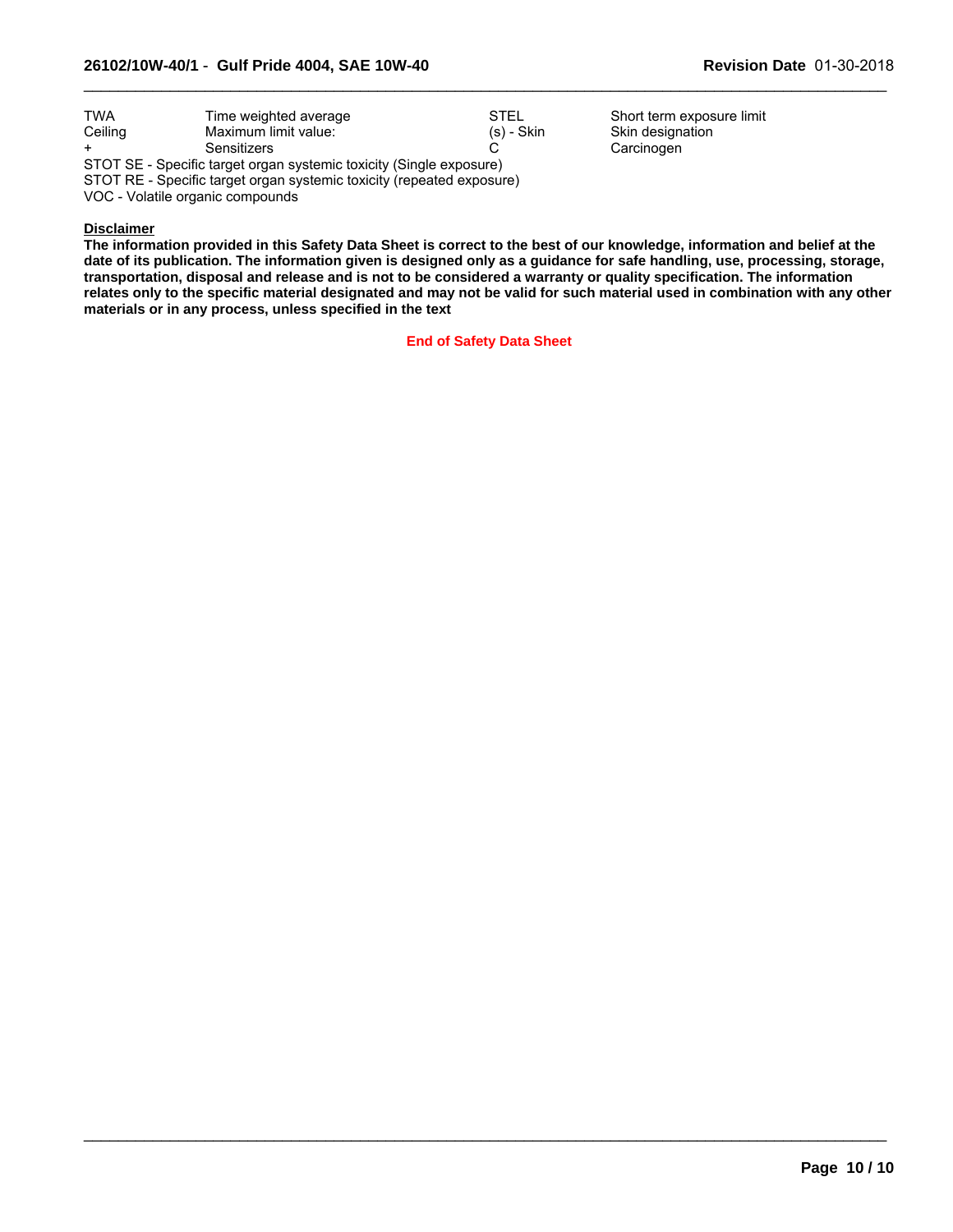| | | | |
|---|---|---|---|
| TWA | Time weighted average | STEL | Short term exposure limit |
| Ceiling | Maximum limit value: | (s) - Skin | Skin designation |
| + | Sensitizers | C | Carcinogen |

STOT SE - Specific target organ systemic toxicity (Single exposure)
STOT RE - Specific target organ systemic toxicity (repeated exposure)
VOC - Volatile organic compounds

**Disclaimer**

**The information provided in this Safety Data Sheet is correct to the best of our knowledge, information and belief at the date of its publication. The information given is designed only as a guidance for safe handling, use, processing, storage, transportation, disposal and release and is not to be considered a warranty or quality specification. The information relates only to the specific material designated and may not be valid for such material used in combination with any other materials or in any process, unless specified in the text**

**End of Safety Data Sheet**